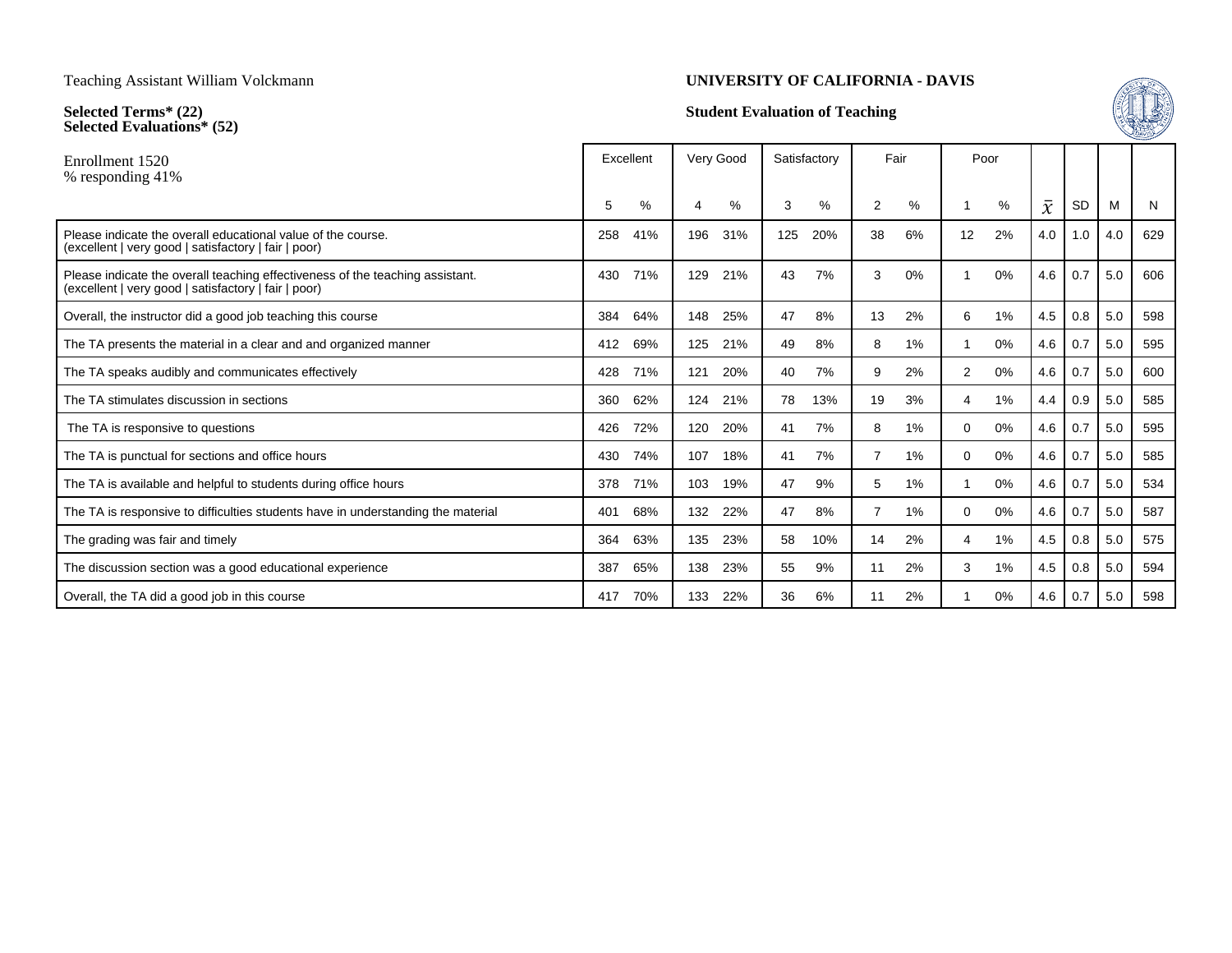Teaching Assistant William Volckmann

**Selected Terms* (22)**
**Selected Evaluations* (52)**

**UNIVERSITY OF CALIFORNIA - DAVIS**

**Student Evaluation of Teaching**

Enrollment 1520
% responding 41%

| | Excellent | | Very Good | | Satisfactory | | Fair | | Poor | | | | | |
|---|---|---|---|---|---|---|---|---|---|---|---|---|---|---|
| | 5 | % | 4 | % | 3 | % | 2 | % | 1 | % | $\bar{x}$ | SD | M | N |
| Please indicate the overall educational value of the course. (excellent \| very good \| satisfactory \| fair \| poor) | 258 | 41% | 196 | 31% | 125 | 20% | 38 | 6% | 12 | 2% | 4.0 | 1.0 | 4.0 | 629 |
| Please indicate the overall teaching effectiveness of the teaching assistant. (excellent \| very good \| satisfactory \| fair \| poor) | 430 | 71% | 129 | 21% | 43 | 7% | 3 | 0% | 1 | 0% | 4.6 | 0.7 | 5.0 | 606 |
| Overall, the instructor did a good job teaching this course | 384 | 64% | 148 | 25% | 47 | 8% | 13 | 2% | 6 | 1% | 4.5 | 0.8 | 5.0 | 598 |
| The TA presents the material in a clear and and organized manner | 412 | 69% | 125 | 21% | 49 | 8% | 8 | 1% | 1 | 0% | 4.6 | 0.7 | 5.0 | 595 |
| The TA speaks audibly and communicates effectively | 428 | 71% | 121 | 20% | 40 | 7% | 9 | 2% | 2 | 0% | 4.6 | 0.7 | 5.0 | 600 |
| The TA stimulates discussion in sections | 360 | 62% | 124 | 21% | 78 | 13% | 19 | 3% | 4 | 1% | 4.4 | 0.9 | 5.0 | 585 |
| The TA is responsive to questions | 426 | 72% | 120 | 20% | 41 | 7% | 8 | 1% | 0 | 0% | 4.6 | 0.7 | 5.0 | 595 |
| The TA is punctual for sections and office hours | 430 | 74% | 107 | 18% | 41 | 7% | 7 | 1% | 0 | 0% | 4.6 | 0.7 | 5.0 | 585 |
| The TA is available and helpful to students during office hours | 378 | 71% | 103 | 19% | 47 | 9% | 5 | 1% | 1 | 0% | 4.6 | 0.7 | 5.0 | 534 |
| The TA is responsive to difficulties students have in understanding the material | 401 | 68% | 132 | 22% | 47 | 8% | 7 | 1% | 0 | 0% | 4.6 | 0.7 | 5.0 | 587 |
| The grading was fair and timely | 364 | 63% | 135 | 23% | 58 | 10% | 14 | 2% | 4 | 1% | 4.5 | 0.8 | 5.0 | 575 |
| The discussion section was a good educational experience | 387 | 65% | 138 | 23% | 55 | 9% | 11 | 2% | 3 | 1% | 4.5 | 0.8 | 5.0 | 594 |
| Overall, the TA did a good job in this course | 417 | 70% | 133 | 22% | 36 | 6% | 11 | 2% | 1 | 0% | 4.6 | 0.7 | 5.0 | 598 |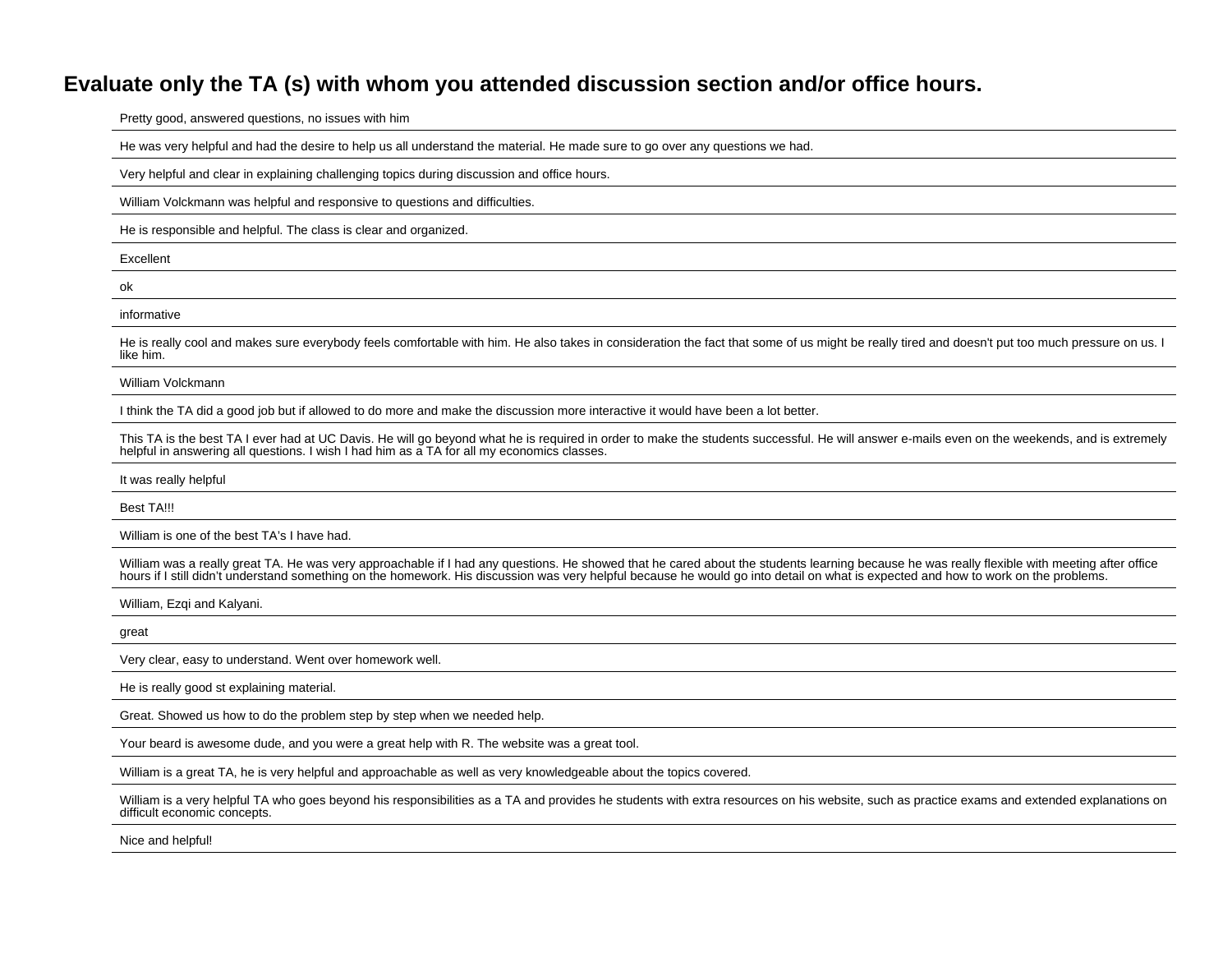## Evaluate only the TA (s) with whom you attended discussion section and/or office hours.

Pretty good, answered questions, no issues with him

He was very helpful and had the desire to help us all understand the material. He made sure to go over any questions we had.

Very helpful and clear in explaining challenging topics during discussion and office hours.

William Volckmann was helpful and responsive to questions and difficulties.

He is responsible and helpful. The class is clear and organized.

Excellent

ok

informative

He is really cool and makes sure everybody feels comfortable with him. He also takes in consideration the fact that some of us might be really tired and doesn't put too much pressure on us. I like him.

William Volckmann

I think the TA did a good job but if allowed to do more and make the discussion more interactive it would have been a lot better.

This TA is the best TA I ever had at UC Davis. He will go beyond what he is required in order to make the students successful. He will answer e-mails even on the weekends, and is extremely helpful in answering all questions. I wish I had him as a TA for all my economics classes.

It was really helpful

Best TA!!!

William is one of the best TA's I have had.

William was a really great TA. He was very approachable if I had any questions. He showed that he cared about the students learning because he was really flexible with meeting after office hours if I still didn't understand something on the homework. His discussion was very helpful because he would go into detail on what is expected and how to work on the problems.

William, Ezqi and Kalyani.

great

Very clear, easy to understand. Went over homework well.

He is really good st explaining material.

Great. Showed us how to do the problem step by step when we needed help.

Your beard is awesome dude, and you were a great help with R. The website was a great tool.

William is a great TA, he is very helpful and approachable as well as very knowledgeable about the topics covered.

William is a very helpful TA who goes beyond his responsibilities as a TA and provides he students with extra resources on his website, such as practice exams and extended explanations on difficult economic concepts.

Nice and helpful!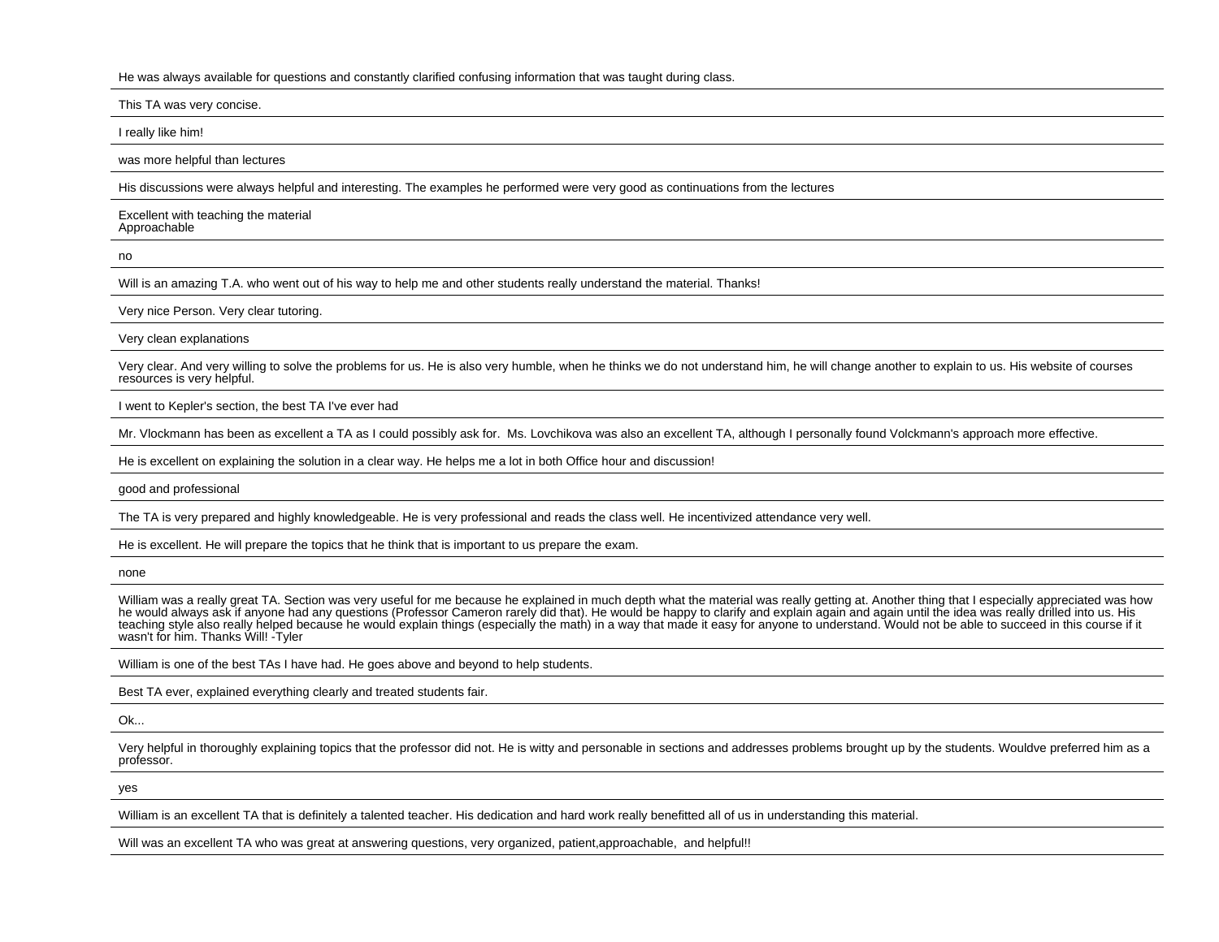He was always available for questions and constantly clarified confusing information that was taught during class.

---

This TA was very concise.

---

I really like him!

---

was more helpful than lectures

---

His discussions were always helpful and interesting. The examples he performed were very good as continuations from the lectures

---

Excellent with teaching the material
Approachable

---

no

---

Will is an amazing T.A. who went out of his way to help me and other students really understand the material. Thanks!

---

Very nice Person. Very clear tutoring.

---

Very clean explanations

---

Very clear. And very willing to solve the problems for us. He is also very humble, when he thinks we do not understand him, he will change another to explain to us. His website of courses resources is very helpful.

---

I went to Kepler's section, the best TA I've ever had

---

Mr. Vlockmann has been as excellent a TA as I could possibly ask for. Ms. Lovchikova was also an excellent TA, although I personally found Volckmann's approach more effective.

---

He is excellent on explaining the solution in a clear way. He helps me a lot in both Office hour and discussion!

---

good and professional

---

The TA is very prepared and highly knowledgeable. He is very professional and reads the class well. He incentivized attendance very well.

---

He is excellent. He will prepare the topics that he think that is important to us prepare the exam.

---

none

---

William was a really great TA. Section was very useful for me because he explained in much depth what the material was really getting at. Another thing that I especially appreciated was how he would always ask if anyone had any questions (Professor Cameron rarely did that). He would be happy to clarify and explain again and again until the idea was really drilled into us. His teaching style also really helped because he would explain things (especially the math) in a way that made it easy for anyone to understand. Would not be able to succeed in this course if it wasn't for him. Thanks Will! -Tyler

---

William is one of the best TAs I have had. He goes above and beyond to help students.

---

Best TA ever, explained everything clearly and treated students fair.

---

Ok...

---

Very helpful in thoroughly explaining topics that the professor did not. He is witty and personable in sections and addresses problems brought up by the students. Wouldve preferred him as a professor.

---

yes

---

William is an excellent TA that is definitely a talented teacher. His dedication and hard work really benefitted all of us in understanding this material.

---

Will was an excellent TA who was great at answering questions, very organized, patient,approachable, and helpful!!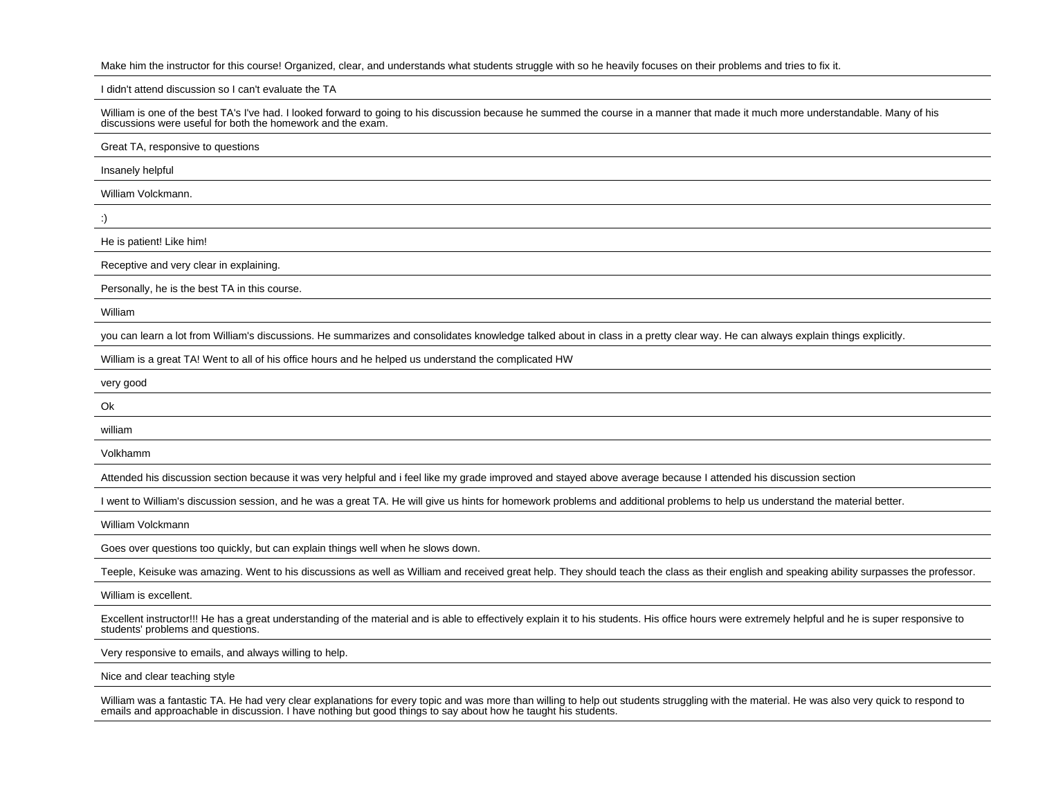Make him the instructor for this course! Organized, clear, and understands what students struggle with so he heavily focuses on their problems and tries to fix it.

---

I didn't attend discussion so I can't evaluate the TA

---

William is one of the best TA's I've had. I looked forward to going to his discussion because he summed the course in a manner that made it much more understandable. Many of his discussions were useful for both the homework and the exam.

---

Great TA, responsive to questions

---

Insanely helpful

---

William Volckmann.

---

:)

---

He is patient! Like him!

---

Receptive and very clear in explaining.

---

Personally, he is the best TA in this course.

---

William

---

you can learn a lot from William's discussions. He summarizes and consolidates knowledge talked about in class in a pretty clear way. He can always explain things explicitly.

---

William is a great TA! Went to all of his office hours and he helped us understand the complicated HW

---

very good

---

Ok

---

william

---

Volkhamm

---

Attended his discussion section because it was very helpful and i feel like my grade improved and stayed above average because I attended his discussion section

---

I went to William's discussion session, and he was a great TA. He will give us hints for homework problems and additional problems to help us understand the material better.

---

William Volckmann

---

Goes over questions too quickly, but can explain things well when he slows down.

---

Teeple, Keisuke was amazing. Went to his discussions as well as William and received great help. They should teach the class as their english and speaking ability surpasses the professor.

---

William is excellent.

---

Excellent instructor!!! He has a great understanding of the material and is able to effectively explain it to his students. His office hours were extremely helpful and he is super responsive to students' problems and questions.

---

Very responsive to emails, and always willing to help.

---

Nice and clear teaching style

---

William was a fantastic TA. He had very clear explanations for every topic and was more than willing to help out students struggling with the material. He was also very quick to respond to emails and approachable in discussion. I have nothing but good things to say about how he taught his students.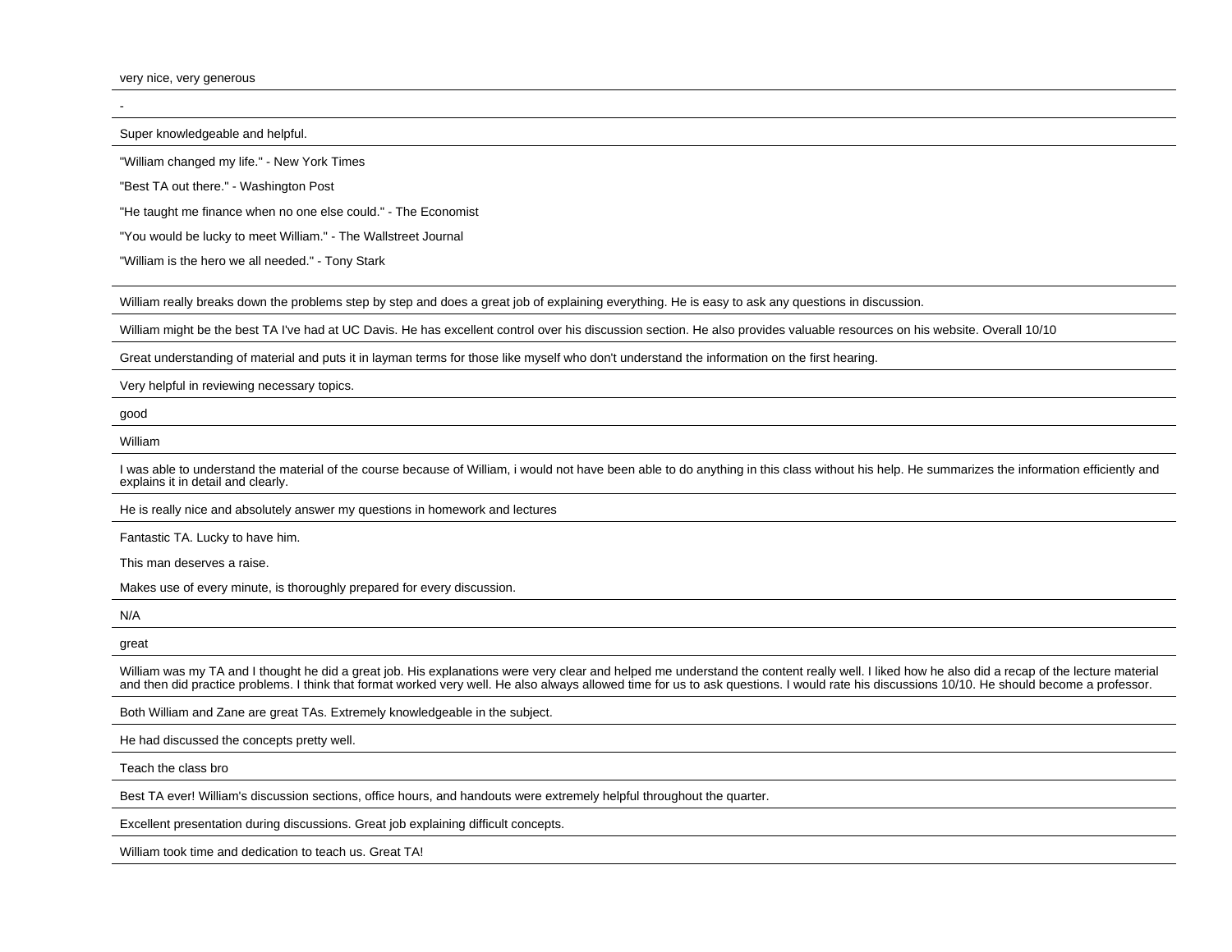very nice, very generous

---

-

---

Super knowledgeable and helpful.

---

"William changed my life." - New York Times

"Best TA out there." - Washington Post

"He taught me finance when no one else could." - The Economist

"You would be lucky to meet William." - The Wallstreet Journal

"William is the hero we all needed." - Tony Stark

---

William really breaks down the problems step by step and does a great job of explaining everything. He is easy to ask any questions in discussion.

---

William might be the best TA I've had at UC Davis. He has excellent control over his discussion section. He also provides valuable resources on his website. Overall 10/10

---

Great understanding of material and puts it in layman terms for those like myself who don't understand the information on the first hearing.

---

Very helpful in reviewing necessary topics.

---

good

---

William

---

I was able to understand the material of the course because of William, i would not have been able to do anything in this class without his help. He summarizes the information efficiently and explains it in detail and clearly.

---

He is really nice and absolutely answer my questions in homework and lectures

---

Fantastic TA. Lucky to have him.

This man deserves a raise.

Makes use of every minute, is thoroughly prepared for every discussion.

---

N/A

---

great

---

William was my TA and I thought he did a great job. His explanations were very clear and helped me understand the content really well. I liked how he also did a recap of the lecture material and then did practice problems. I think that format worked very well. He also always allowed time for us to ask questions. I would rate his discussions 10/10. He should become a professor.

---

Both William and Zane are great TAs. Extremely knowledgeable in the subject.

---

He had discussed the concepts pretty well.

---

Teach the class bro

---

Best TA ever! William's discussion sections, office hours, and handouts were extremely helpful throughout the quarter.

---

Excellent presentation during discussions. Great job explaining difficult concepts.

---

William took time and dedication to teach us. Great TA!

---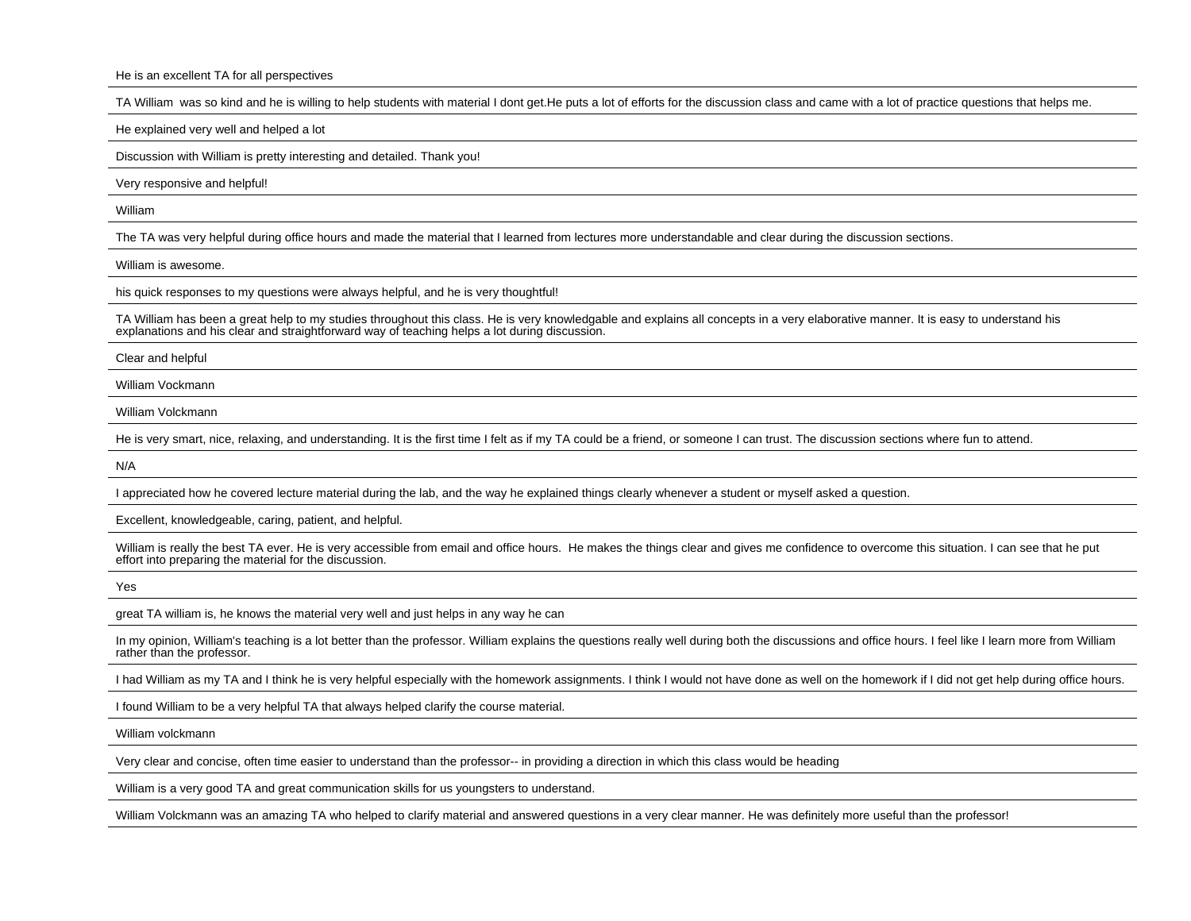He is an excellent TA for all perspectives

---

TA William  was so kind and he is willing to help students with material I dont get.He puts a lot of efforts for the discussion class and came with a lot of practice questions that helps me.

---

He explained very well and helped a lot

---

Discussion with William is pretty interesting and detailed. Thank you!

---

Very responsive and helpful!

---

William

---

The TA was very helpful during office hours and made the material that I learned from lectures more understandable and clear during the discussion sections.

---

William is awesome.

---

his quick responses to my questions were always helpful, and he is very thoughtful!

---

TA William has been a great help to my studies throughout this class. He is very knowledgable and explains all concepts in a very elaborative manner. It is easy to understand his explanations and his clear and straightforward way of teaching helps a lot during discussion.

---

Clear and helpful

---

William Vockmann

---

William Volckmann

---

He is very smart, nice, relaxing, and understanding. It is the first time I felt as if my TA could be a friend, or someone I can trust. The discussion sections where fun to attend.

---

N/A

---

I appreciated how he covered lecture material during the lab, and the way he explained things clearly whenever a student or myself asked a question.

---

Excellent, knowledgeable, caring, patient, and helpful.

---

William is really the best TA ever. He is very accessible from email and office hours.  He makes the things clear and gives me confidence to overcome this situation. I can see that he put effort into preparing the material for the discussion.

---

Yes

---

great TA william is, he knows the material very well and just helps in any way he can

---

In my opinion, William's teaching is a lot better than the professor. William explains the questions really well during both the discussions and office hours. I feel like I learn more from William rather than the professor.

---

I had William as my TA and I think he is very helpful especially with the homework assignments. I think I would not have done as well on the homework if I did not get help during office hours.

---

I found William to be a very helpful TA that always helped clarify the course material.

---

William volckmann

---

Very clear and concise, often time easier to understand than the professor-- in providing a direction in which this class would be heading

---

William is a very good TA and great communication skills for us youngsters to understand.

---

William Volckmann was an amazing TA who helped to clarify material and answered questions in a very clear manner. He was definitely more useful than the professor!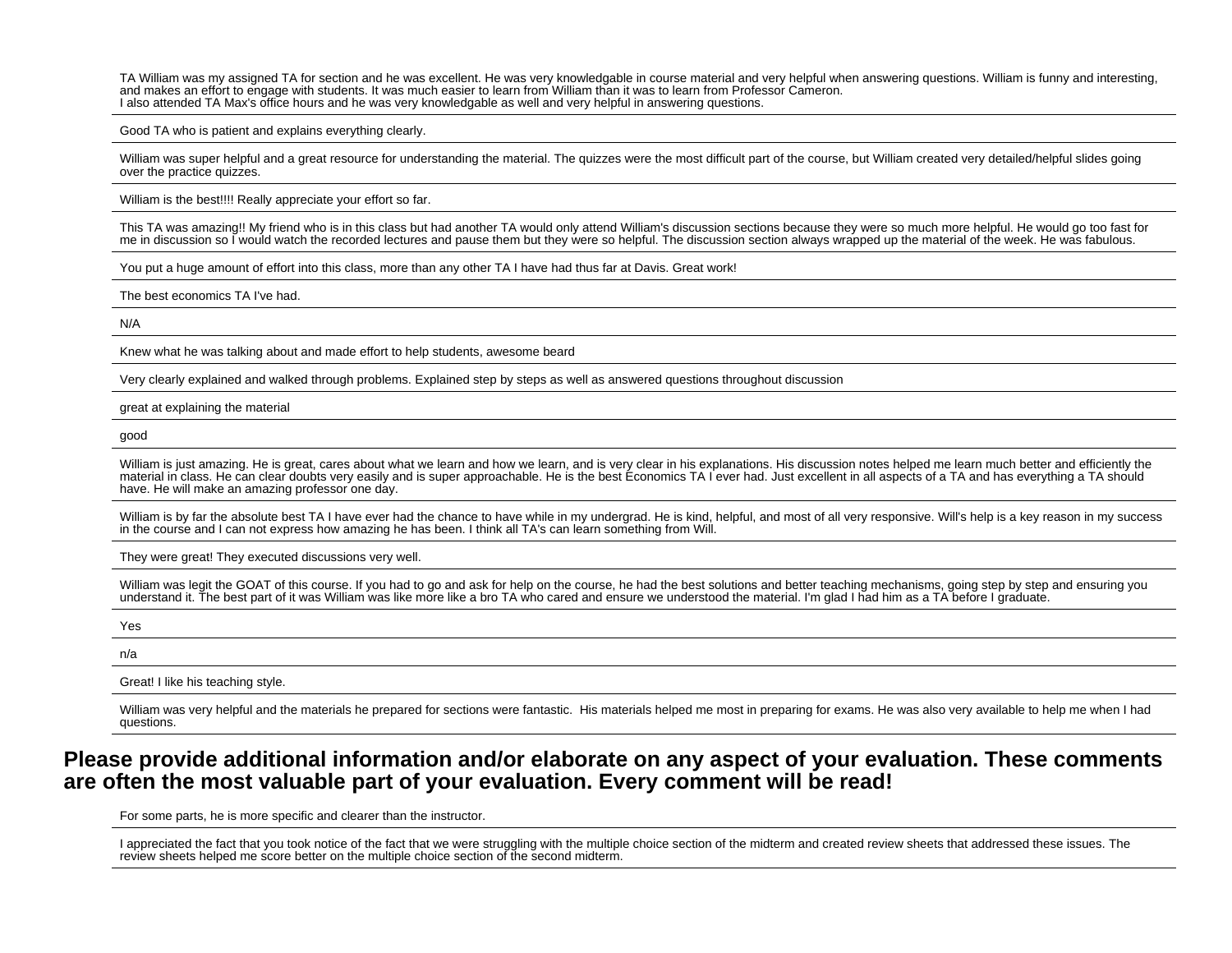TA William was my assigned TA for section and he was excellent. He was very knowledgable in course material and very helpful when answering questions. William is funny and interesting, and makes an effort to engage with students. It was much easier to learn from William than it was to learn from Professor Cameron.
I also attended TA Max's office hours and he was very knowledgable as well and very helpful in answering questions.

---

Good TA who is patient and explains everything clearly.

---

William was super helpful and a great resource for understanding the material. The quizzes were the most difficult part of the course, but William created very detailed/helpful slides going over the practice quizzes.

---

William is the best!!!! Really appreciate your effort so far.

---

This TA was amazing!! My friend who is in this class but had another TA would only attend William's discussion sections because they were so much more helpful. He would go too fast for me in discussion so I would watch the recorded lectures and pause them but they were so helpful. The discussion section always wrapped up the material of the week. He was fabulous.

---

You put a huge amount of effort into this class, more than any other TA I have had thus far at Davis. Great work!

---

The best economics TA I've had.

---

N/A

---

Knew what he was talking about and made effort to help students, awesome beard

---

Very clearly explained and walked through problems. Explained step by steps as well as answered questions throughout discussion

---

great at explaining the material

---

good

---

William is just amazing. He is great, cares about what we learn and how we learn, and is very clear in his explanations. His discussion notes helped me learn much better and efficiently the material in class. He can clear doubts very easily and is super approachable. He is the best Economics TA I ever had. Just excellent in all aspects of a TA and has everything a TA should have. He will make an amazing professor one day.

---

William is by far the absolute best TA I have ever had the chance to have while in my undergrad. He is kind, helpful, and most of all very responsive. Will's help is a key reason in my success in the course and I can not express how amazing he has been. I think all TA's can learn something from Will.

---

They were great! They executed discussions very well.

---

William was legit the GOAT of this course. If you had to go and ask for help on the course, he had the best solutions and better teaching mechanisms, going step by step and ensuring you understand it. The best part of it was William was like more like a bro TA who cared and ensure we understood the material. I'm glad I had him as a TA before I graduate.

---

Yes

---

n/a

---

Great! I like his teaching style.

---

William was very helpful and the materials he prepared for sections were fantastic. His materials helped me most in preparing for exams. He was also very available to help me when I had questions.

---

## Please provide additional information and/or elaborate on any aspect of your evaluation. These comments are often the most valuable part of your evaluation. Every comment will be read!

For some parts, he is more specific and clearer than the instructor.

---

I appreciated the fact that you took notice of the fact that we were struggling with the multiple choice section of the midterm and created review sheets that addressed these issues. The review sheets helped me score better on the multiple choice section of the second midterm.

---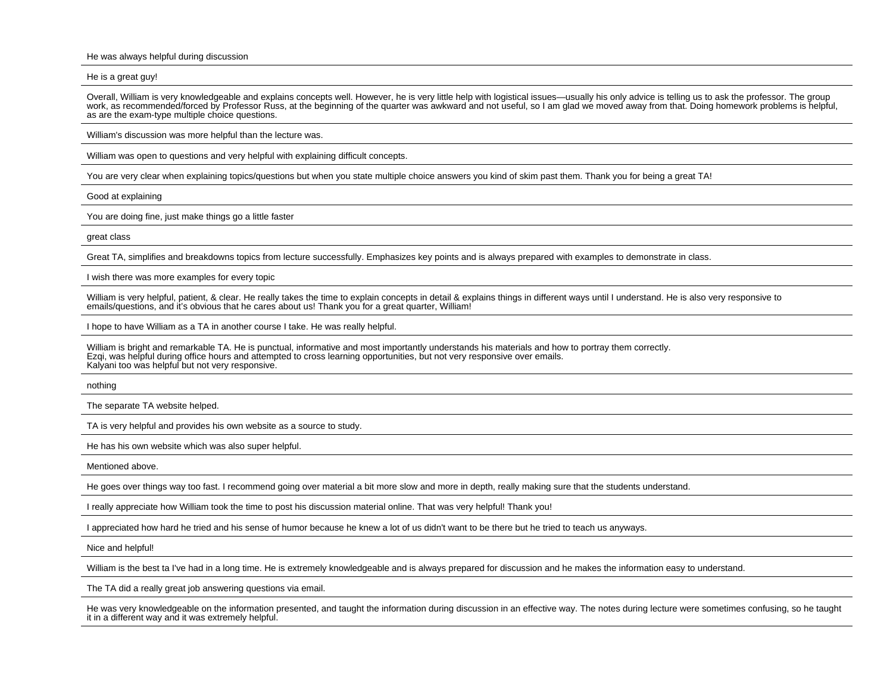He was always helpful during discussion

---

He is a great guy!

---

Overall, William is very knowledgeable and explains concepts well. However, he is very little help with logistical issues—usually his only advice is telling us to ask the professor. The group work, as recommended/forced by Professor Russ, at the beginning of the quarter was awkward and not useful, so I am glad we moved away from that. Doing homework problems is helpful, as are the exam-type multiple choice questions.

---

William's discussion was more helpful than the lecture was.

---

William was open to questions and very helpful with explaining difficult concepts.

---

You are very clear when explaining topics/questions but when you state multiple choice answers you kind of skim past them. Thank you for being a great TA!

---

Good at explaining

---

You are doing fine, just make things go a little faster

---

great class

---

Great TA, simplifies and breakdowns topics from lecture successfully. Emphasizes key points and is always prepared with examples to demonstrate in class.

---

I wish there was more examples for every topic

---

William is very helpful, patient, & clear. He really takes the time to explain concepts in detail & explains things in different ways until I understand. He is also very responsive to emails/questions, and it's obvious that he cares about us! Thank you for a great quarter, William!

---

I hope to have William as a TA in another course I take. He was really helpful.

---

William is bright and remarkable TA. He is punctual, informative and most importantly understands his materials and how to portray them correctly.
Ezqi, was helpful during office hours and attempted to cross learning opportunities, but not very responsive over emails.
Kalyani too was helpful but not very responsive.

---

nothing

---

The separate TA website helped.

---

TA is very helpful and provides his own website as a source to study.

---

He has his own website which was also super helpful.

---

Mentioned above.

---

He goes over things way too fast. I recommend going over material a bit more slow and more in depth, really making sure that the students understand.

---

I really appreciate how William took the time to post his discussion material online. That was very helpful! Thank you!

---

I appreciated how hard he tried and his sense of humor because he knew a lot of us didn't want to be there but he tried to teach us anyways.

---

Nice and helpful!

---

William is the best ta I've had in a long time. He is extremely knowledgeable and is always prepared for discussion and he makes the information easy to understand.

---

The TA did a really great job answering questions via email.

---

He was very knowledgeable on the information presented, and taught the information during discussion in an effective way. The notes during lecture were sometimes confusing, so he taught it in a different way and it was extremely helpful.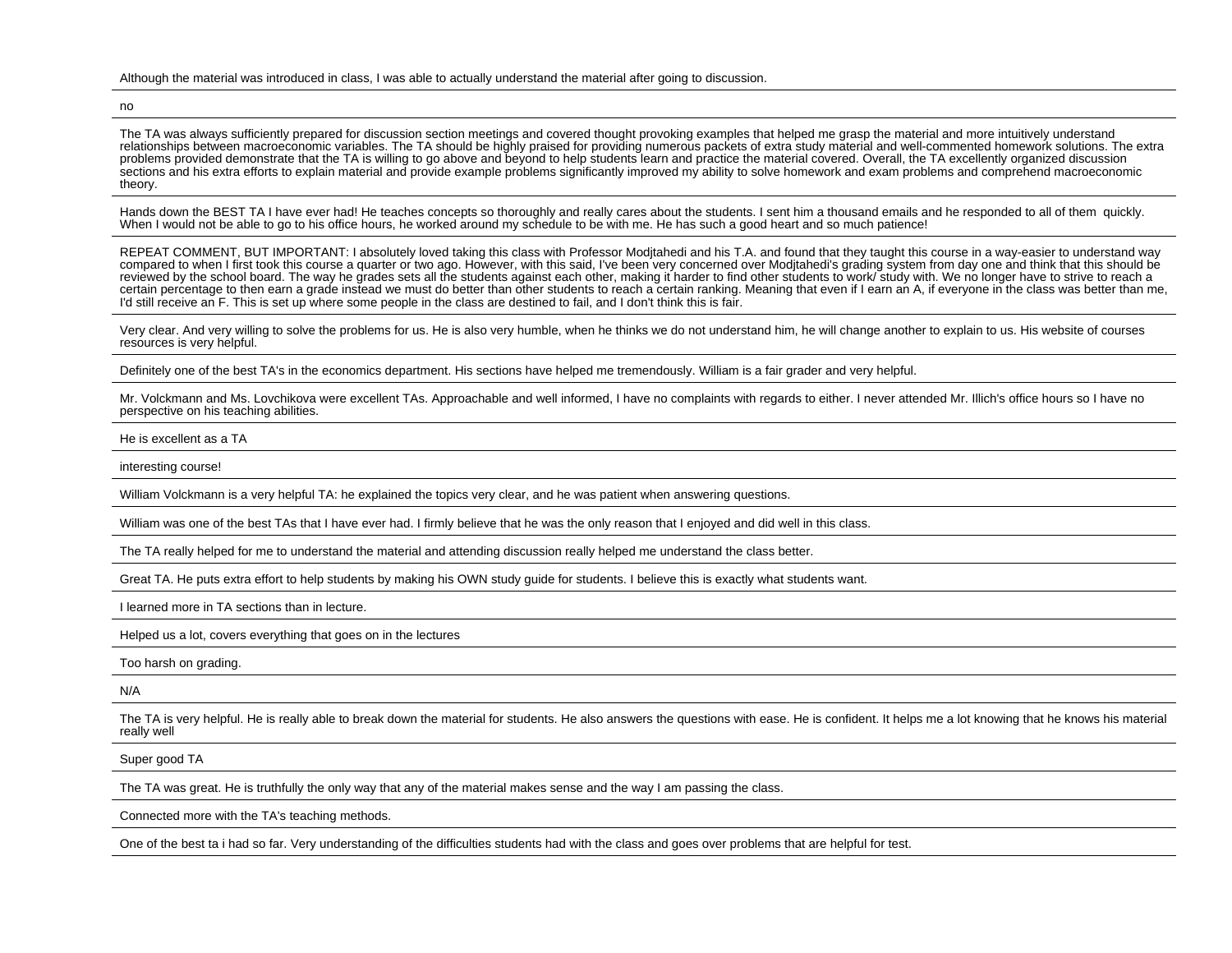Although the material was introduced in class, I was able to actually understand the material after going to discussion.

---

no

---

The TA was always sufficiently prepared for discussion section meetings and covered thought provoking examples that helped me grasp the material and more intuitively understand relationships between macroeconomic variables. The TA should be highly praised for providing numerous packets of extra study material and well-commented homework solutions. The extra problems provided demonstrate that the TA is willing to go above and beyond to help students learn and practice the material covered. Overall, the TA excellently organized discussion sections and his extra efforts to explain material and provide example problems significantly improved my ability to solve homework and exam problems and comprehend macroeconomic theory.

---

Hands down the BEST TA I have ever had! He teaches concepts so thoroughly and really cares about the students. I sent him a thousand emails and he responded to all of them quickly. When I would not be able to go to his office hours, he worked around my schedule to be with me. He has such a good heart and so much patience!

---

REPEAT COMMENT, BUT IMPORTANT: I absolutely loved taking this class with Professor Modjtahedi and his T.A. and found that they taught this course in a way-easier to understand way compared to when I first took this course a quarter or two ago. However, with this said, I've been very concerned over Modjtahedi's grading system from day one and think that this should be reviewed by the school board. The way he grades sets all the students against each other, making it harder to find other students to work/ study with. We no longer have to strive to reach a certain percentage to then earn a grade instead we must do better than other students to reach a certain ranking. Meaning that even if I earn an A, if everyone in the class was better than me, I'd still receive an F. This is set up where some people in the class are destined to fail, and I don't think this is fair.

---

Very clear. And very willing to solve the problems for us. He is also very humble, when he thinks we do not understand him, he will change another to explain to us. His website of courses resources is very helpful.

---

Definitely one of the best TA's in the economics department. His sections have helped me tremendously. William is a fair grader and very helpful.

---

Mr. Volckmann and Ms. Lovchikova were excellent TAs. Approachable and well informed, I have no complaints with regards to either. I never attended Mr. Illich's office hours so I have no perspective on his teaching abilities.

---

He is excellent as a TA

---

interesting course!

---

William Volckmann is a very helpful TA: he explained the topics very clear, and he was patient when answering questions.

---

William was one of the best TAs that I have ever had. I firmly believe that he was the only reason that I enjoyed and did well in this class.

---

The TA really helped for me to understand the material and attending discussion really helped me understand the class better.

---

Great TA. He puts extra effort to help students by making his OWN study guide for students. I believe this is exactly what students want.

---

I learned more in TA sections than in lecture.

---

Helped us a lot, covers everything that goes on in the lectures

---

Too harsh on grading.

---

N/A

---

The TA is very helpful. He is really able to break down the material for students. He also answers the questions with ease. He is confident. It helps me a lot knowing that he knows his material really well

---

Super good TA

---

The TA was great. He is truthfully the only way that any of the material makes sense and the way I am passing the class.

---

Connected more with the TA's teaching methods.

---

One of the best ta i had so far. Very understanding of the difficulties students had with the class and goes over problems that are helpful for test.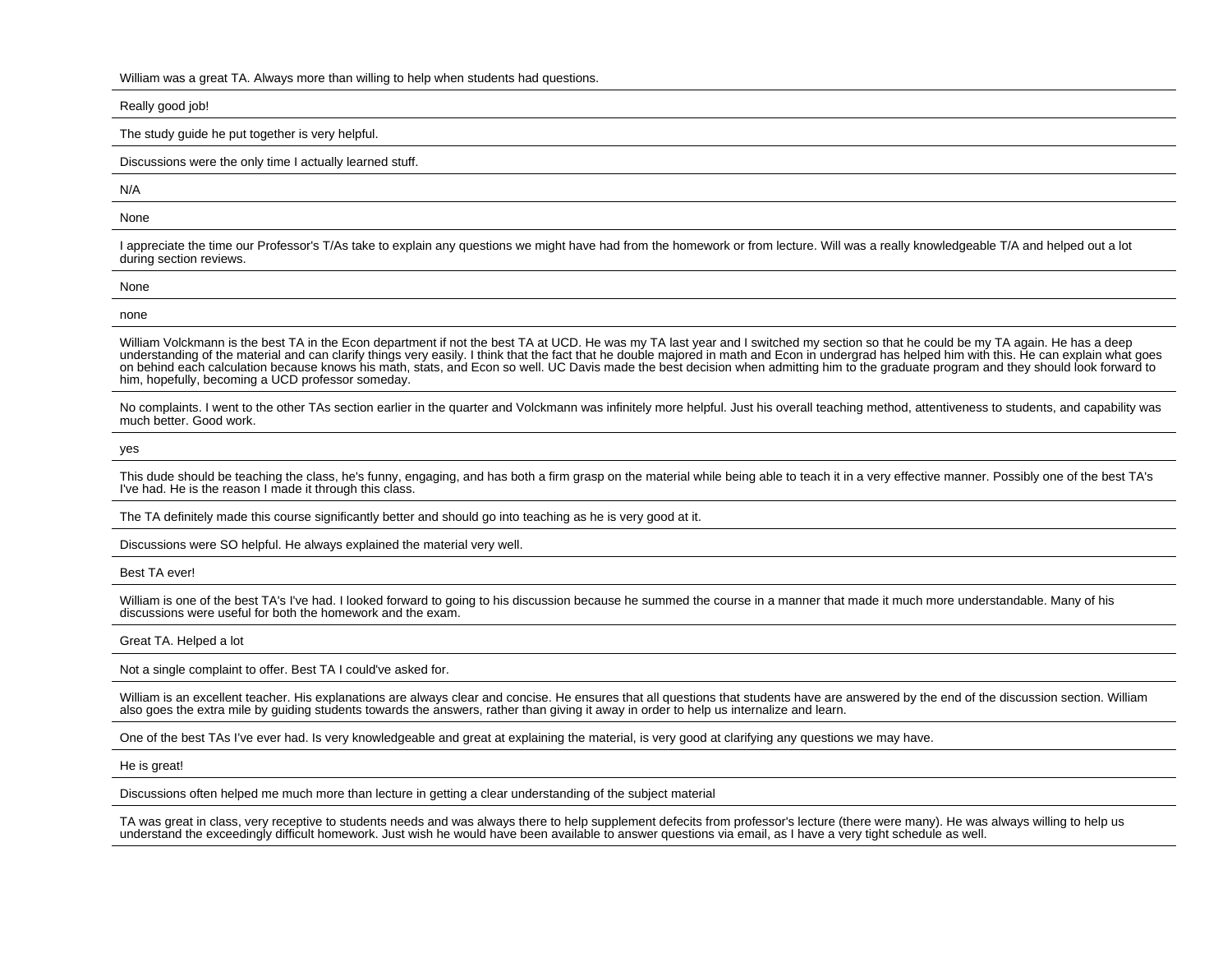William was a great TA. Always more than willing to help when students had questions.

---

Really good job!

---

The study guide he put together is very helpful.

---

Discussions were the only time I actually learned stuff.

---

N/A

---

None

---

I appreciate the time our Professor's T/As take to explain any questions we might have had from the homework or from lecture. Will was a really knowledgeable T/A and helped out a lot during section reviews.

---

None

---

none

---

William Volckmann is the best TA in the Econ department if not the best TA at UCD. He was my TA last year and I switched my section so that he could be my TA again. He has a deep understanding of the material and can clarify things very easily. I think that the fact that he double majored in math and Econ in undergrad has helped him with this. He can explain what goes on behind each calculation because knows his math, stats, and Econ so well. UC Davis made the best decision when admitting him to the graduate program and they should look forward to him, hopefully, becoming a UCD professor someday.

---

No complaints. I went to the other TAs section earlier in the quarter and Volckmann was infinitely more helpful. Just his overall teaching method, attentiveness to students, and capability was much better. Good work.

---

yes

---

This dude should be teaching the class, he's funny, engaging, and has both a firm grasp on the material while being able to teach it in a very effective manner. Possibly one of the best TA's I've had. He is the reason I made it through this class.

---

The TA definitely made this course significantly better and should go into teaching as he is very good at it.

---

Discussions were SO helpful. He always explained the material very well.

---

Best TA ever!

---

William is one of the best TA's I've had. I looked forward to going to his discussion because he summed the course in a manner that made it much more understandable. Many of his discussions were useful for both the homework and the exam.

---

Great TA. Helped a lot

---

Not a single complaint to offer. Best TA I could've asked for.

---

William is an excellent teacher. His explanations are always clear and concise. He ensures that all questions that students have are answered by the end of the discussion section. William also goes the extra mile by guiding students towards the answers, rather than giving it away in order to help us internalize and learn.

---

One of the best TAs I've ever had. Is very knowledgeable and great at explaining the material, is very good at clarifying any questions we may have.

---

He is great!

---

Discussions often helped me much more than lecture in getting a clear understanding of the subject material

---

TA was great in class, very receptive to students needs and was always there to help supplement defecits from professor's lecture (there were many). He was always willing to help us understand the exceedingly difficult homework. Just wish he would have been available to answer questions via email, as I have a very tight schedule as well.

---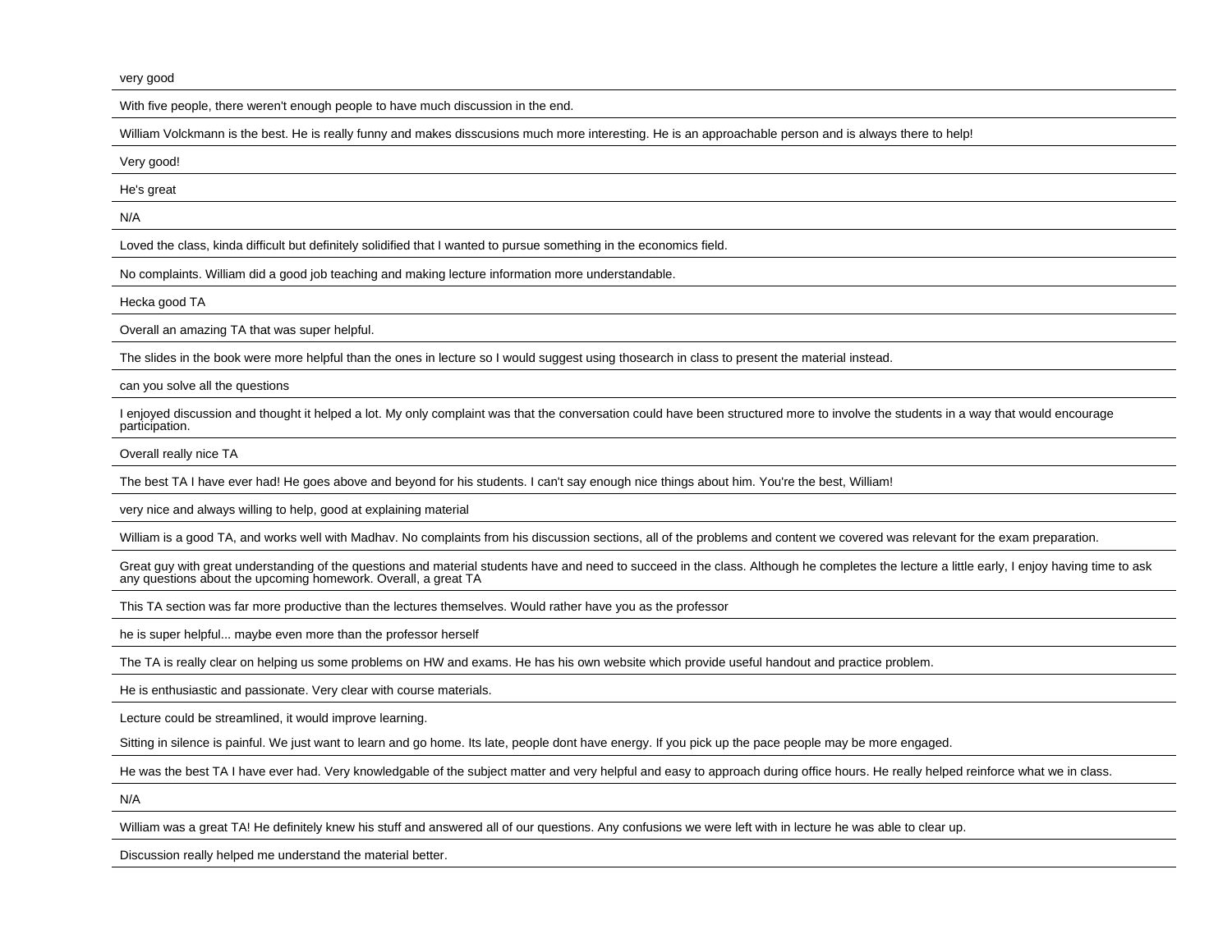very good

With five people, there weren't enough people to have much discussion in the end.

William Volckmann is the best. He is really funny and makes disscusions much more interesting. He is an approachable person and is always there to help!

Very good!

He's great

N/A

Loved the class, kinda difficult but definitely solidified that I wanted to pursue something in the economics field.

No complaints. William did a good job teaching and making lecture information more understandable.

Hecka good TA

Overall an amazing TA that was super helpful.

The slides in the book were more helpful than the ones in lecture so I would suggest using thosearch in class to present the material instead.

can you solve all the questions

I enjoyed discussion and thought it helped a lot. My only complaint was that the conversation could have been structured more to involve the students in a way that would encourage participation.

Overall really nice TA

The best TA I have ever had! He goes above and beyond for his students. I can't say enough nice things about him. You're the best, William!

very nice and always willing to help, good at explaining material

William is a good TA, and works well with Madhav. No complaints from his discussion sections, all of the problems and content we covered was relevant for the exam preparation.

Great guy with great understanding of the questions and material students have and need to succeed in the class. Although he completes the lecture a little early, I enjoy having time to ask any questions about the upcoming homework. Overall, a great TA

This TA section was far more productive than the lectures themselves. Would rather have you as the professor

he is super helpful... maybe even more than the professor herself

The TA is really clear on helping us some problems on HW and exams. He has his own website which provide useful handout and practice problem.

He is enthusiastic and passionate. Very clear with course materials.

Lecture could be streamlined, it would improve learning.

Sitting in silence is painful. We just want to learn and go home. Its late, people dont have energy. If you pick up the pace people may be more engaged.

He was the best TA I have ever had. Very knowledgable of the subject matter and very helpful and easy to approach during office hours. He really helped reinforce what we in class.

N/A

William was a great TA! He definitely knew his stuff and answered all of our questions. Any confusions we were left with in lecture he was able to clear up.

Discussion really helped me understand the material better.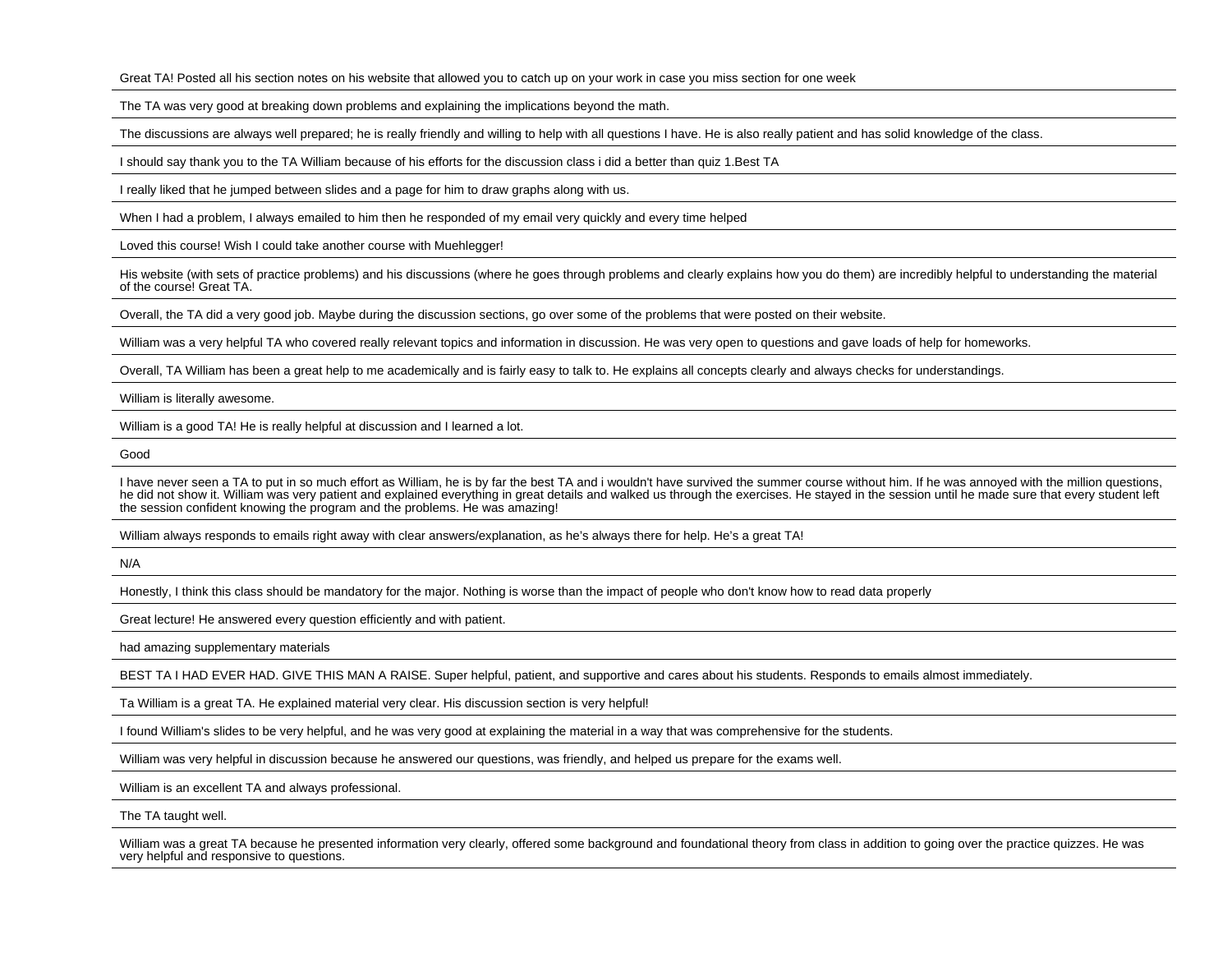Great TA! Posted all his section notes on his website that allowed you to catch up on your work in case you miss section for one week

The TA was very good at breaking down problems and explaining the implications beyond the math.

The discussions are always well prepared; he is really friendly and willing to help with all questions I have. He is also really patient and has solid knowledge of the class.

I should say thank you to the TA William because of his efforts for the discussion class i did a better than quiz 1.Best TA

I really liked that he jumped between slides and a page for him to draw graphs along with us.

When I had a problem, I always emailed to him then he responded of my email very quickly and every time helped

Loved this course! Wish I could take another course with Muehlegger!

His website (with sets of practice problems) and his discussions (where he goes through problems and clearly explains how you do them) are incredibly helpful to understanding the material of the course! Great TA.

Overall, the TA did a very good job. Maybe during the discussion sections, go over some of the problems that were posted on their website.

William was a very helpful TA who covered really relevant topics and information in discussion. He was very open to questions and gave loads of help for homeworks.

Overall, TA William has been a great help to me academically and is fairly easy to talk to. He explains all concepts clearly and always checks for understandings.

William is literally awesome.

William is a good TA! He is really helpful at discussion and I learned a lot.

Good

I have never seen a TA to put in so much effort as William, he is by far the best TA and i wouldn't have survived the summer course without him. If he was annoyed with the million questions, he did not show it. William was very patient and explained everything in great details and walked us through the exercises. He stayed in the session until he made sure that every student left the session confident knowing the program and the problems. He was amazing!

William always responds to emails right away with clear answers/explanation, as he's always there for help. He's a great TA!

N/A

Honestly, I think this class should be mandatory for the major. Nothing is worse than the impact of people who don't know how to read data properly

Great lecture! He answered every question efficiently and with patient.

had amazing supplementary materials

BEST TA I HAD EVER HAD. GIVE THIS MAN A RAISE. Super helpful, patient, and supportive and cares about his students. Responds to emails almost immediately.

Ta William is a great TA. He explained material very clear. His discussion section is very helpful!

I found William's slides to be very helpful, and he was very good at explaining the material in a way that was comprehensive for the students.

William was very helpful in discussion because he answered our questions, was friendly, and helped us prepare for the exams well.

William is an excellent TA and always professional.

The TA taught well.

William was a great TA because he presented information very clearly, offered some background and foundational theory from class in addition to going over the practice quizzes. He was very helpful and responsive to questions.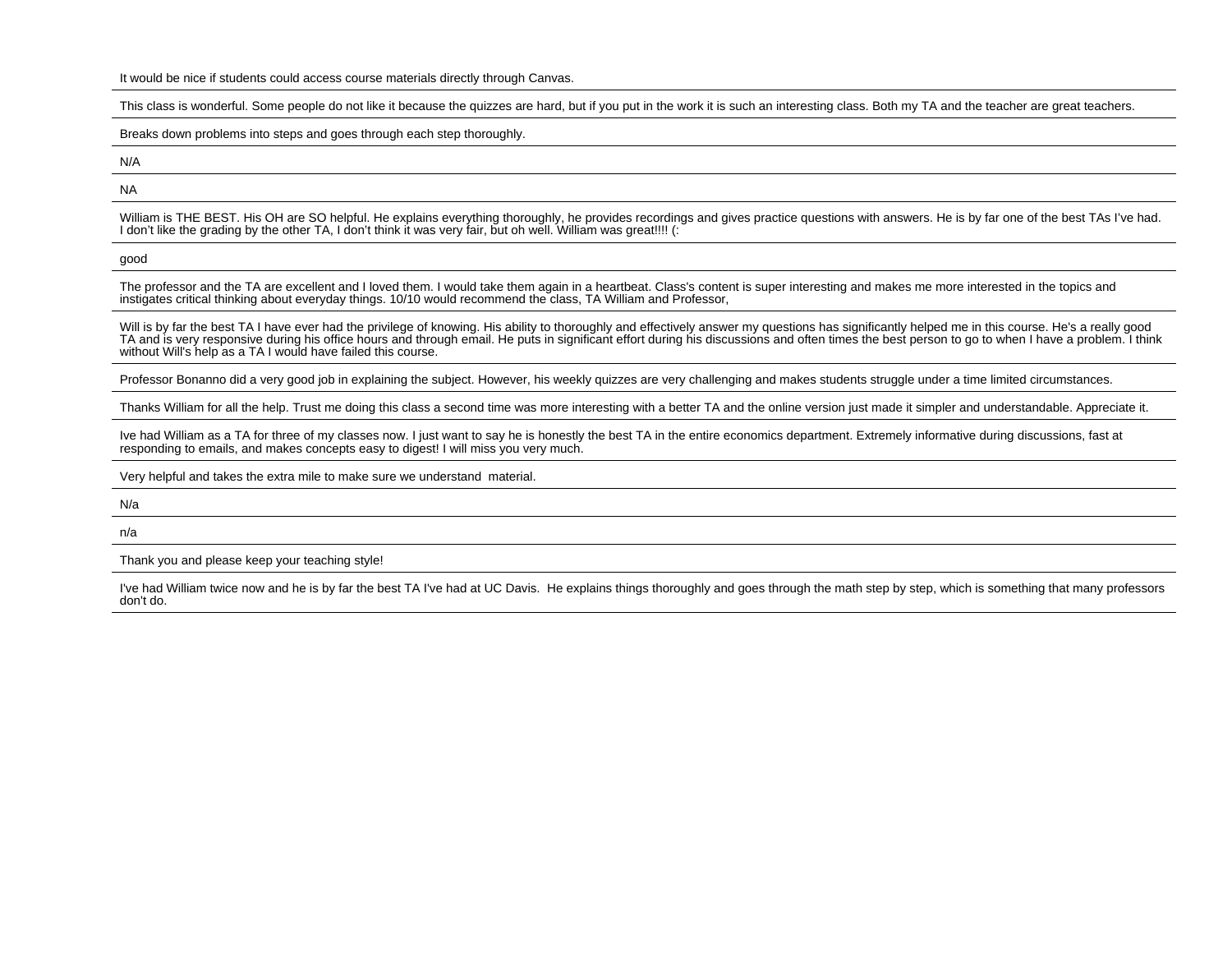It would be nice if students could access course materials directly through Canvas.

---

This class is wonderful. Some people do not like it because the quizzes are hard, but if you put in the work it is such an interesting class. Both my TA and the teacher are great teachers.

---

Breaks down problems into steps and goes through each step thoroughly.

---

N/A

---

NA

---

William is THE BEST. His OH are SO helpful. He explains everything thoroughly, he provides recordings and gives practice questions with answers. He is by far one of the best TAs I've had. I don't like the grading by the other TA, I don't think it was very fair, but oh well. William was great!!!! (:

---

good

---

The professor and the TA are excellent and I loved them. I would take them again in a heartbeat. Class's content is super interesting and makes me more interested in the topics and instigates critical thinking about everyday things. 10/10 would recommend the class, TA William and Professor,

---

Will is by far the best TA I have ever had the privilege of knowing. His ability to thoroughly and effectively answer my questions has significantly helped me in this course. He's a really good TA and is very responsive during his office hours and through email. He puts in significant effort during his discussions and often times the best person to go to when I have a problem. I think without Will's help as a TA I would have failed this course.

---

Professor Bonanno did a very good job in explaining the subject. However, his weekly quizzes are very challenging and makes students struggle under a time limited circumstances.

---

Thanks William for all the help. Trust me doing this class a second time was more interesting with a better TA and the online version just made it simpler and understandable. Appreciate it.

---

Ive had William as a TA for three of my classes now. I just want to say he is honestly the best TA in the entire economics department. Extremely informative during discussions, fast at responding to emails, and makes concepts easy to digest! I will miss you very much.

---

Very helpful and takes the extra mile to make sure we understand  material.

---

N/a

---

n/a

---

Thank you and please keep your teaching style!

---

I've had William twice now and he is by far the best TA I've had at UC Davis.  He explains things thoroughly and goes through the math step by step, which is something that many professors don't do.

---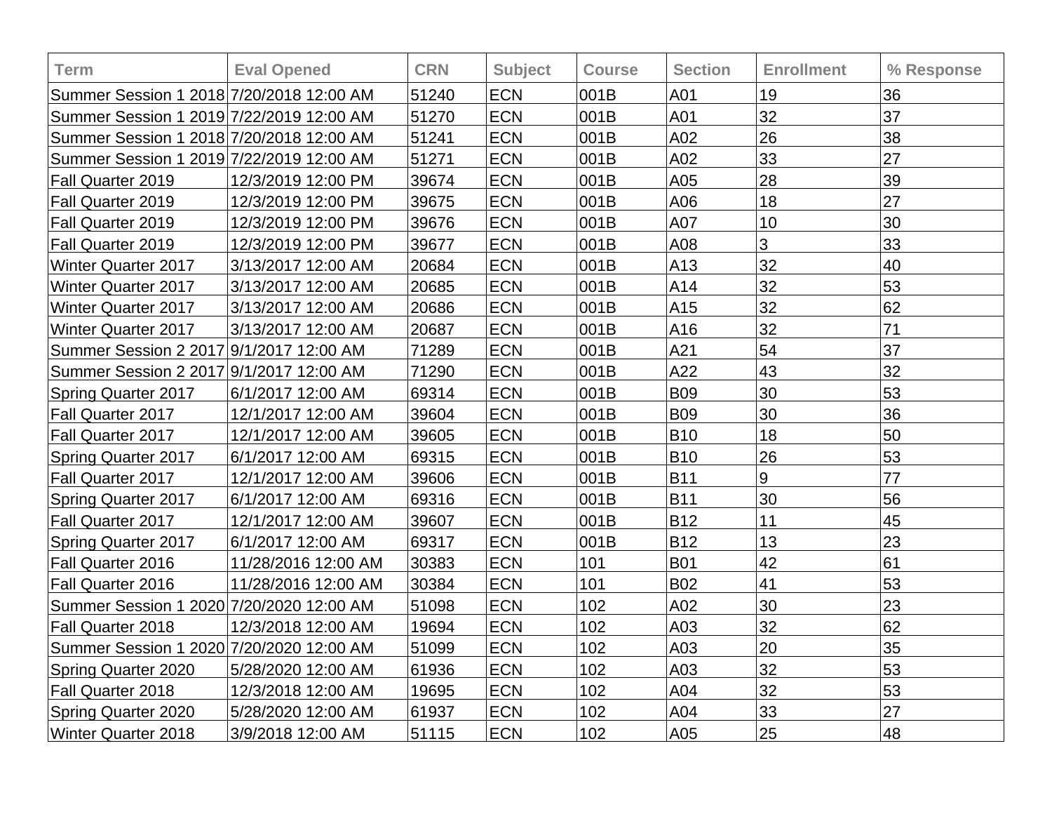| Term | Eval Opened | CRN | Subject | Course | Section | Enrollment | % Response |
|---|---|---|---|---|---|---|---|
| Summer Session 1 2018 | 7/20/2018 12:00 AM | 51240 | ECN | 001B | A01 | 19 | 36 |
| Summer Session 1 2019 | 7/22/2019 12:00 AM | 51270 | ECN | 001B | A01 | 32 | 37 |
| Summer Session 1 2018 | 7/20/2018 12:00 AM | 51241 | ECN | 001B | A02 | 26 | 38 |
| Summer Session 1 2019 | 7/22/2019 12:00 AM | 51271 | ECN | 001B | A02 | 33 | 27 |
| Fall Quarter 2019 | 12/3/2019 12:00 PM | 39674 | ECN | 001B | A05 | 28 | 39 |
| Fall Quarter 2019 | 12/3/2019 12:00 PM | 39675 | ECN | 001B | A06 | 18 | 27 |
| Fall Quarter 2019 | 12/3/2019 12:00 PM | 39676 | ECN | 001B | A07 | 10 | 30 |
| Fall Quarter 2019 | 12/3/2019 12:00 PM | 39677 | ECN | 001B | A08 | 3 | 33 |
| Winter Quarter 2017 | 3/13/2017 12:00 AM | 20684 | ECN | 001B | A13 | 32 | 40 |
| Winter Quarter 2017 | 3/13/2017 12:00 AM | 20685 | ECN | 001B | A14 | 32 | 53 |
| Winter Quarter 2017 | 3/13/2017 12:00 AM | 20686 | ECN | 001B | A15 | 32 | 62 |
| Winter Quarter 2017 | 3/13/2017 12:00 AM | 20687 | ECN | 001B | A16 | 32 | 71 |
| Summer Session 2 2017 | 9/1/2017 12:00 AM | 71289 | ECN | 001B | A21 | 54 | 37 |
| Summer Session 2 2017 | 9/1/2017 12:00 AM | 71290 | ECN | 001B | A22 | 43 | 32 |
| Spring Quarter 2017 | 6/1/2017 12:00 AM | 69314 | ECN | 001B | B09 | 30 | 53 |
| Fall Quarter 2017 | 12/1/2017 12:00 AM | 39604 | ECN | 001B | B09 | 30 | 36 |
| Fall Quarter 2017 | 12/1/2017 12:00 AM | 39605 | ECN | 001B | B10 | 18 | 50 |
| Spring Quarter 2017 | 6/1/2017 12:00 AM | 69315 | ECN | 001B | B10 | 26 | 53 |
| Fall Quarter 2017 | 12/1/2017 12:00 AM | 39606 | ECN | 001B | B11 | 9 | 77 |
| Spring Quarter 2017 | 6/1/2017 12:00 AM | 69316 | ECN | 001B | B11 | 30 | 56 |
| Fall Quarter 2017 | 12/1/2017 12:00 AM | 39607 | ECN | 001B | B12 | 11 | 45 |
| Spring Quarter 2017 | 6/1/2017 12:00 AM | 69317 | ECN | 001B | B12 | 13 | 23 |
| Fall Quarter 2016 | 11/28/2016 12:00 AM | 30383 | ECN | 101 | B01 | 42 | 61 |
| Fall Quarter 2016 | 11/28/2016 12:00 AM | 30384 | ECN | 101 | B02 | 41 | 53 |
| Summer Session 1 2020 | 7/20/2020 12:00 AM | 51098 | ECN | 102 | A02 | 30 | 23 |
| Fall Quarter 2018 | 12/3/2018 12:00 AM | 19694 | ECN | 102 | A03 | 32 | 62 |
| Summer Session 1 2020 | 7/20/2020 12:00 AM | 51099 | ECN | 102 | A03 | 20 | 35 |
| Spring Quarter 2020 | 5/28/2020 12:00 AM | 61936 | ECN | 102 | A03 | 32 | 53 |
| Fall Quarter 2018 | 12/3/2018 12:00 AM | 19695 | ECN | 102 | A04 | 32 | 53 |
| Spring Quarter 2020 | 5/28/2020 12:00 AM | 61937 | ECN | 102 | A04 | 33 | 27 |
| Winter Quarter 2018 | 3/9/2018 12:00 AM | 51115 | ECN | 102 | A05 | 25 | 48 |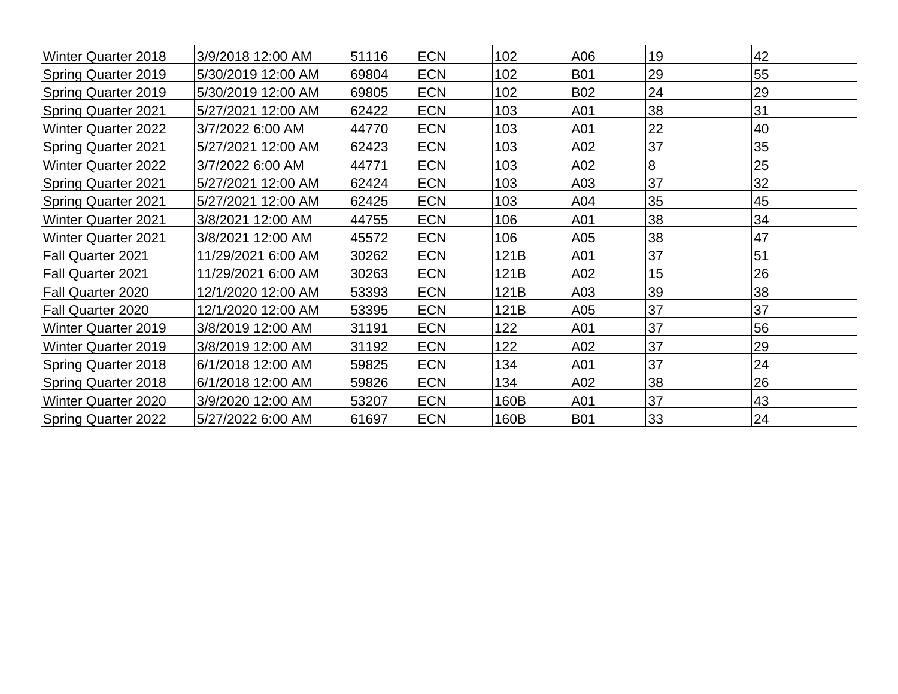| | | | | | | | |
|---|---|---|---|---|---|---|---|
| Winter Quarter 2018 | 3/9/2018 12:00 AM | 51116 | ECN | 102 | A06 | 19 | 42 |
| Spring Quarter 2019 | 5/30/2019 12:00 AM | 69804 | ECN | 102 | B01 | 29 | 55 |
| Spring Quarter 2019 | 5/30/2019 12:00 AM | 69805 | ECN | 102 | B02 | 24 | 29 |
| Spring Quarter 2021 | 5/27/2021 12:00 AM | 62422 | ECN | 103 | A01 | 38 | 31 |
| Winter Quarter 2022 | 3/7/2022 6:00 AM | 44770 | ECN | 103 | A01 | 22 | 40 |
| Spring Quarter 2021 | 5/27/2021 12:00 AM | 62423 | ECN | 103 | A02 | 37 | 35 |
| Winter Quarter 2022 | 3/7/2022 6:00 AM | 44771 | ECN | 103 | A02 | 8 | 25 |
| Spring Quarter 2021 | 5/27/2021 12:00 AM | 62424 | ECN | 103 | A03 | 37 | 32 |
| Spring Quarter 2021 | 5/27/2021 12:00 AM | 62425 | ECN | 103 | A04 | 35 | 45 |
| Winter Quarter 2021 | 3/8/2021 12:00 AM | 44755 | ECN | 106 | A01 | 38 | 34 |
| Winter Quarter 2021 | 3/8/2021 12:00 AM | 45572 | ECN | 106 | A05 | 38 | 47 |
| Fall Quarter 2021 | 11/29/2021 6:00 AM | 30262 | ECN | 121B | A01 | 37 | 51 |
| Fall Quarter 2021 | 11/29/2021 6:00 AM | 30263 | ECN | 121B | A02 | 15 | 26 |
| Fall Quarter 2020 | 12/1/2020 12:00 AM | 53393 | ECN | 121B | A03 | 39 | 38 |
| Fall Quarter 2020 | 12/1/2020 12:00 AM | 53395 | ECN | 121B | A05 | 37 | 37 |
| Winter Quarter 2019 | 3/8/2019 12:00 AM | 31191 | ECN | 122 | A01 | 37 | 56 |
| Winter Quarter 2019 | 3/8/2019 12:00 AM | 31192 | ECN | 122 | A02 | 37 | 29 |
| Spring Quarter 2018 | 6/1/2018 12:00 AM | 59825 | ECN | 134 | A01 | 37 | 24 |
| Spring Quarter 2018 | 6/1/2018 12:00 AM | 59826 | ECN | 134 | A02 | 38 | 26 |
| Winter Quarter 2020 | 3/9/2020 12:00 AM | 53207 | ECN | 160B | A01 | 37 | 43 |
| Spring Quarter 2022 | 5/27/2022 6:00 AM | 61697 | ECN | 160B | B01 | 33 | 24 |